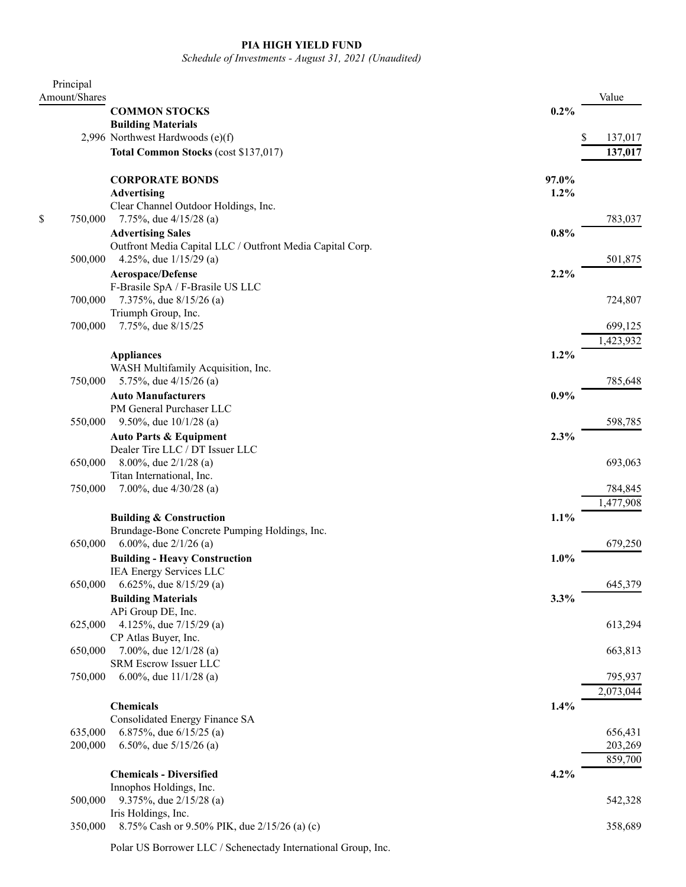**PIA HIGH YIELD FUND**

*Schedule of Investments - August 31, 2021 (Unaudited)*

| Principal Amount/Shares | | | Value |
|---|---|---|---|
| | **COMMON STOCKS** | **0.2%** | |
| | **Building Materials** | | |
| 2,996 | Northwest Hardwoods (e)(f) | | $ 137,017 |
| | **Total Common Stocks** (cost $137,017) | | **137,017** |
| | | | |
| | **CORPORATE BONDS** | **97.0%** | |
| | **Advertising** | **1.2%** | |
| | Clear Channel Outdoor Holdings, Inc. | | |
| $ 750,000 | 7.75%, due 4/15/28 (a) | | 783,037 |
| | **Advertising Sales** | **0.8%** | |
| | Outfront Media Capital LLC / Outfront Media Capital Corp. | | |
| 500,000 | 4.25%, due 1/15/29 (a) | | 501,875 |
| | **Aerospace/Defense** | **2.2%** | |
| | F-Brasile SpA / F-Brasile US LLC | | |
| 700,000 | 7.375%, due 8/15/26 (a) | | 724,807 |
| | Triumph Group, Inc. | | |
| 700,000 | 7.75%, due 8/15/25 | | 699,125 |
| | | | 1,423,932 |
| | **Appliances** | **1.2%** | |
| | WASH Multifamily Acquisition, Inc. | | |
| 750,000 | 5.75%, due 4/15/26 (a) | | 785,648 |
| | **Auto Manufacturers** | **0.9%** | |
| | PM General Purchaser LLC | | |
| 550,000 | 9.50%, due 10/1/28 (a) | | 598,785 |
| | **Auto Parts & Equipment** | **2.3%** | |
| | Dealer Tire LLC / DT Issuer LLC | | |
| 650,000 | 8.00%, due 2/1/28 (a) | | 693,063 |
| | Titan International, Inc. | | |
| 750,000 | 7.00%, due 4/30/28 (a) | | 784,845 |
| | | | 1,477,908 |
| | **Building & Construction** | **1.1%** | |
| | Brundage-Bone Concrete Pumping Holdings, Inc. | | |
| 650,000 | 6.00%, due 2/1/26 (a) | | 679,250 |
| | **Building - Heavy Construction** | **1.0%** | |
| | IEA Energy Services LLC | | |
| 650,000 | 6.625%, due 8/15/29 (a) | | 645,379 |
| | **Building Materials** | **3.3%** | |
| | APi Group DE, Inc. | | |
| 625,000 | 4.125%, due 7/15/29 (a) | | 613,294 |
| | CP Atlas Buyer, Inc. | | |
| 650,000 | 7.00%, due 12/1/28 (a) | | 663,813 |
| | SRM Escrow Issuer LLC | | |
| 750,000 | 6.00%, due 11/1/28 (a) | | 795,937 |
| | | | 2,073,044 |
| | **Chemicals** | **1.4%** | |
| | Consolidated Energy Finance SA | | |
| 635,000 | 6.875%, due 6/15/25 (a) | | 656,431 |
| 200,000 | 6.50%, due 5/15/26 (a) | | 203,269 |
| | | | 859,700 |
| | **Chemicals - Diversified** | **4.2%** | |
| | Innophos Holdings, Inc. | | |
| 500,000 | 9.375%, due 2/15/28 (a) | | 542,328 |
| | Iris Holdings, Inc. | | |
| 350,000 | 8.75% Cash or 9.50% PIK, due 2/15/26 (a) (c) | | 358,689 |
| | Polar US Borrower LLC / Schenectady International Group, Inc. | | |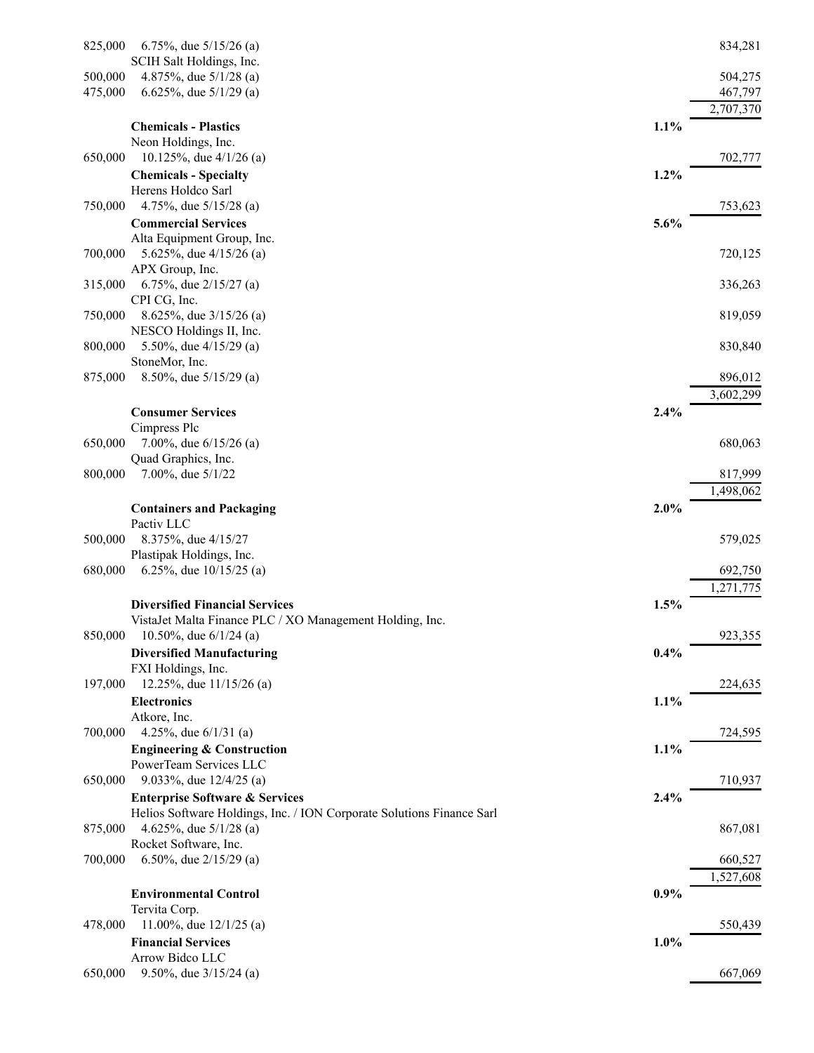| Principal Amount | Description | % of Net Assets | Value |
|---|---|---|---|
| 825,000 | 6.75%, due 5/15/26 (a) | | 834,281 |
| | SCIH Salt Holdings, Inc. | | |
| 500,000 | 4.875%, due 5/1/28 (a) | | 504,275 |
| 475,000 | 6.625%, due 5/1/29 (a) | | 467,797 |
| | | | 2,707,370 |
| | **Chemicals - Plastics** | **1.1%** | |
| | Neon Holdings, Inc. | | |
| 650,000 | 10.125%, due 4/1/26 (a) | | 702,777 |
| | **Chemicals - Specialty** | **1.2%** | |
| | Herens Holdco Sarl | | |
| 750,000 | 4.75%, due 5/15/28 (a) | | 753,623 |
| | **Commercial Services** | **5.6%** | |
| | Alta Equipment Group, Inc. | | |
| 700,000 | 5.625%, due 4/15/26 (a) | | 720,125 |
| | APX Group, Inc. | | |
| 315,000 | 6.75%, due 2/15/27 (a) | | 336,263 |
| | CPI CG, Inc. | | |
| 750,000 | 8.625%, due 3/15/26 (a) | | 819,059 |
| | NESCO Holdings II, Inc. | | |
| 800,000 | 5.50%, due 4/15/29 (a) | | 830,840 |
| | StoneMor, Inc. | | |
| 875,000 | 8.50%, due 5/15/29 (a) | | 896,012 |
| | | | 3,602,299 |
| | **Consumer Services** | **2.4%** | |
| | Cimpress Plc | | |
| 650,000 | 7.00%, due 6/15/26 (a) | | 680,063 |
| | Quad Graphics, Inc. | | |
| 800,000 | 7.00%, due 5/1/22 | | 817,999 |
| | | | 1,498,062 |
| | **Containers and Packaging** | **2.0%** | |
| | Pactiv LLC | | |
| 500,000 | 8.375%, due 4/15/27 | | 579,025 |
| | Plastipak Holdings, Inc. | | |
| 680,000 | 6.25%, due 10/15/25 (a) | | 692,750 |
| | | | 1,271,775 |
| | **Diversified Financial Services** | **1.5%** | |
| | VistaJet Malta Finance PLC / XO Management Holding, Inc. | | |
| 850,000 | 10.50%, due 6/1/24 (a) | | 923,355 |
| | **Diversified Manufacturing** | **0.4%** | |
| | FXI Holdings, Inc. | | |
| 197,000 | 12.25%, due 11/15/26 (a) | | 224,635 |
| | **Electronics** | **1.1%** | |
| | Atkore, Inc. | | |
| 700,000 | 4.25%, due 6/1/31 (a) | | 724,595 |
| | **Engineering & Construction** | **1.1%** | |
| | PowerTeam Services LLC | | |
| 650,000 | 9.033%, due 12/4/25 (a) | | 710,937 |
| | **Enterprise Software & Services** | **2.4%** | |
| | Helios Software Holdings, Inc. / ION Corporate Solutions Finance Sarl | | |
| 875,000 | 4.625%, due 5/1/28 (a) | | 867,081 |
| | Rocket Software, Inc. | | |
| 700,000 | 6.50%, due 2/15/29 (a) | | 660,527 |
| | | | 1,527,608 |
| | **Environmental Control** | **0.9%** | |
| | Tervita Corp. | | |
| 478,000 | 11.00%, due 12/1/25 (a) | | 550,439 |
| | **Financial Services** | **1.0%** | |
| | Arrow Bidco LLC | | |
| 650,000 | 9.50%, due 3/15/24 (a) | | 667,069 |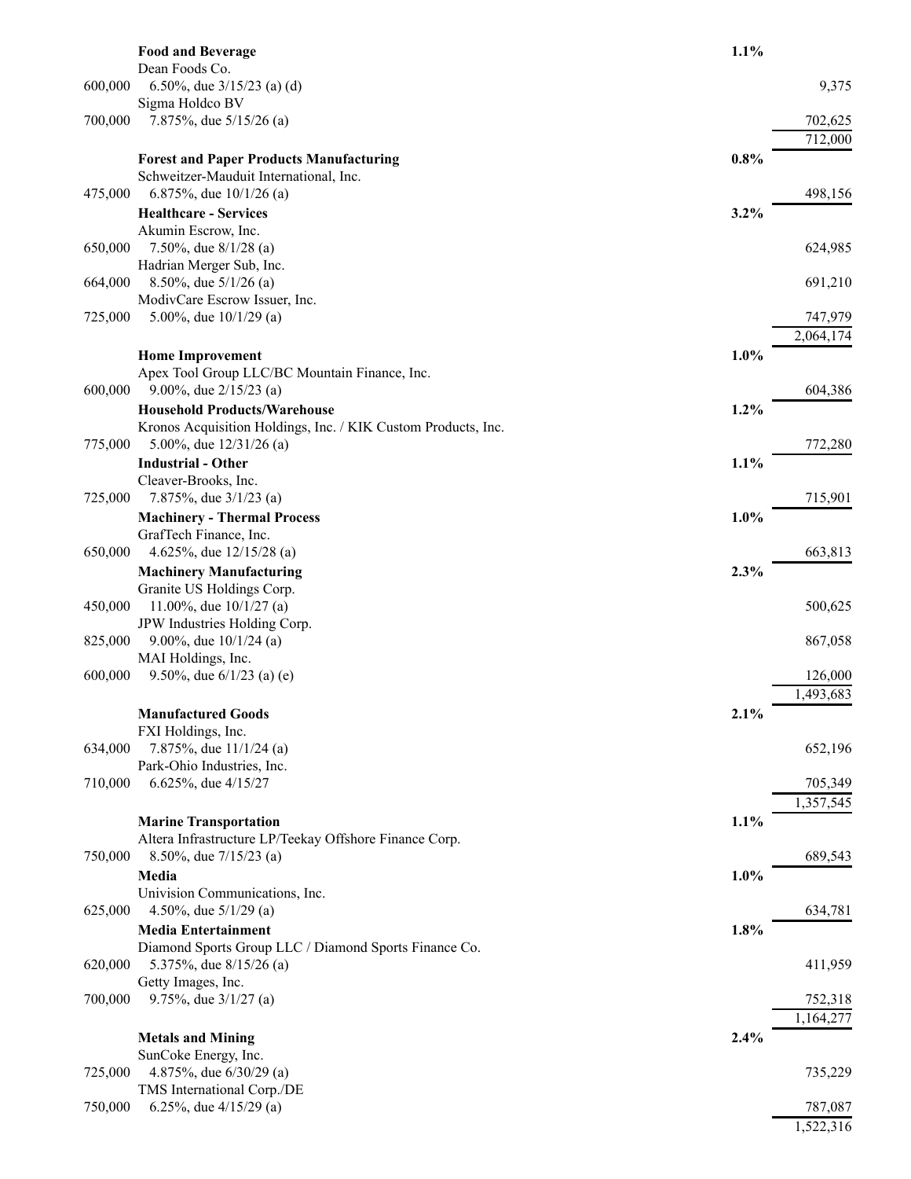| | | | |
|---|---|---|---|
| | **Food and Beverage** | **1.1%** | |
| | Dean Foods Co. | | |
| 600,000 | 6.50%, due 3/15/23 (a) (d) | | 9,375 |
| | Sigma Holdco BV | | |
| 700,000 | 7.875%, due 5/15/26 (a) | | 702,625 |
| | | | 712,000 |
| | **Forest and Paper Products Manufacturing** | **0.8%** | |
| | Schweitzer-Mauduit International, Inc. | | |
| 475,000 | 6.875%, due 10/1/26 (a) | | 498,156 |
| | **Healthcare - Services** | **3.2%** | |
| | Akumin Escrow, Inc. | | |
| 650,000 | 7.50%, due 8/1/28 (a) | | 624,985 |
| | Hadrian Merger Sub, Inc. | | |
| 664,000 | 8.50%, due 5/1/26 (a) | | 691,210 |
| | ModivCare Escrow Issuer, Inc. | | |
| 725,000 | 5.00%, due 10/1/29 (a) | | 747,979 |
| | | | 2,064,174 |
| | **Home Improvement** | **1.0%** | |
| | Apex Tool Group LLC/BC Mountain Finance, Inc. | | |
| 600,000 | 9.00%, due 2/15/23 (a) | | 604,386 |
| | **Household Products/Warehouse** | **1.2%** | |
| | Kronos Acquisition Holdings, Inc. / KIK Custom Products, Inc. | | |
| 775,000 | 5.00%, due 12/31/26 (a) | | 772,280 |
| | **Industrial - Other** | **1.1%** | |
| | Cleaver-Brooks, Inc. | | |
| 725,000 | 7.875%, due 3/1/23 (a) | | 715,901 |
| | **Machinery - Thermal Process** | **1.0%** | |
| | GrafTech Finance, Inc. | | |
| 650,000 | 4.625%, due 12/15/28 (a) | | 663,813 |
| | **Machinery Manufacturing** | **2.3%** | |
| | Granite US Holdings Corp. | | |
| 450,000 | 11.00%, due 10/1/27 (a) | | 500,625 |
| | JPW Industries Holding Corp. | | |
| 825,000 | 9.00%, due 10/1/24 (a) | | 867,058 |
| | MAI Holdings, Inc. | | |
| 600,000 | 9.50%, due 6/1/23 (a) (e) | | 126,000 |
| | | | 1,493,683 |
| | **Manufactured Goods** | **2.1%** | |
| | FXI Holdings, Inc. | | |
| 634,000 | 7.875%, due 11/1/24 (a) | | 652,196 |
| | Park-Ohio Industries, Inc. | | |
| 710,000 | 6.625%, due 4/15/27 | | 705,349 |
| | | | 1,357,545 |
| | **Marine Transportation** | **1.1%** | |
| | Altera Infrastructure LP/Teekay Offshore Finance Corp. | | |
| 750,000 | 8.50%, due 7/15/23 (a) | | 689,543 |
| | **Media** | **1.0%** | |
| | Univision Communications, Inc. | | |
| 625,000 | 4.50%, due 5/1/29 (a) | | 634,781 |
| | **Media Entertainment** | **1.8%** | |
| | Diamond Sports Group LLC / Diamond Sports Finance Co. | | |
| 620,000 | 5.375%, due 8/15/26 (a) | | 411,959 |
| | Getty Images, Inc. | | |
| 700,000 | 9.75%, due 3/1/27 (a) | | 752,318 |
| | | | 1,164,277 |
| | **Metals and Mining** | **2.4%** | |
| | SunCoke Energy, Inc. | | |
| 725,000 | 4.875%, due 6/30/29 (a) | | 735,229 |
| | TMS International Corp./DE | | |
| 750,000 | 6.25%, due 4/15/29 (a) | | 787,087 |
| | | | 1,522,316 |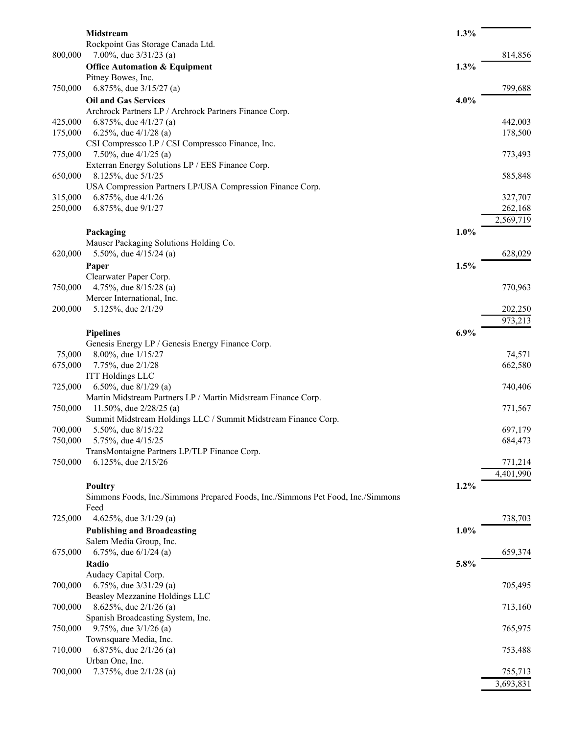| Principal Amount | Description | % | Value |
|---|---|---|---|
| | **Midstream** | 1.3% | |
| | Rockpoint Gas Storage Canada Ltd. | | |
| 800,000 | 7.00%, due 3/31/23 (a) | | 814,856 |
| | **Office Automation & Equipment** | 1.3% | |
| | Pitney Bowes, Inc. | | |
| 750,000 | 6.875%, due 3/15/27 (a) | | 799,688 |
| | **Oil and Gas Services** | 4.0% | |
| | Archrock Partners LP / Archrock Partners Finance Corp. | | |
| 425,000 | 6.875%, due 4/1/27 (a) | | 442,003 |
| 175,000 | 6.25%, due 4/1/28 (a) | | 178,500 |
| | CSI Compressco LP / CSI Compressco Finance, Inc. | | |
| 775,000 | 7.50%, due 4/1/25 (a) | | 773,493 |
| | Exterran Energy Solutions LP / EES Finance Corp. | | |
| 650,000 | 8.125%, due 5/1/25 | | 585,848 |
| | USA Compression Partners LP/USA Compression Finance Corp. | | |
| 315,000 | 6.875%, due 4/1/26 | | 327,707 |
| 250,000 | 6.875%, due 9/1/27 | | 262,168 |
| | | | 2,569,719 |
| | **Packaging** | 1.0% | |
| | Mauser Packaging Solutions Holding Co. | | |
| 620,000 | 5.50%, due 4/15/24 (a) | | 628,029 |
| | **Paper** | 1.5% | |
| | Clearwater Paper Corp. | | |
| 750,000 | 4.75%, due 8/15/28 (a) | | 770,963 |
| | Mercer International, Inc. | | |
| 200,000 | 5.125%, due 2/1/29 | | 202,250 |
| | | | 973,213 |
| | **Pipelines** | 6.9% | |
| | Genesis Energy LP / Genesis Energy Finance Corp. | | |
| 75,000 | 8.00%, due 1/15/27 | | 74,571 |
| 675,000 | 7.75%, due 2/1/28 | | 662,580 |
| | ITT Holdings LLC | | |
| 725,000 | 6.50%, due 8/1/29 (a) | | 740,406 |
| | Martin Midstream Partners LP / Martin Midstream Finance Corp. | | |
| 750,000 | 11.50%, due 2/28/25 (a) | | 771,567 |
| | Summit Midstream Holdings LLC / Summit Midstream Finance Corp. | | |
| 700,000 | 5.50%, due 8/15/22 | | 697,179 |
| 750,000 | 5.75%, due 4/15/25 | | 684,473 |
| | TransMontaigne Partners LP/TLP Finance Corp. | | |
| 750,000 | 6.125%, due 2/15/26 | | 771,214 |
| | | | 4,401,990 |
| | **Poultry** | 1.2% | |
| | Simmons Foods, Inc./Simmons Prepared Foods, Inc./Simmons Pet Food, Inc./Simmons Feed | | |
| 725,000 | 4.625%, due 3/1/29 (a) | | 738,703 |
| | **Publishing and Broadcasting** | 1.0% | |
| | Salem Media Group, Inc. | | |
| 675,000 | 6.75%, due 6/1/24 (a) | | 659,374 |
| | **Radio** | 5.8% | |
| | Audacy Capital Corp. | | |
| 700,000 | 6.75%, due 3/31/29 (a) | | 705,495 |
| | Beasley Mezzanine Holdings LLC | | |
| 700,000 | 8.625%, due 2/1/26 (a) | | 713,160 |
| | Spanish Broadcasting System, Inc. | | |
| 750,000 | 9.75%, due 3/1/26 (a) | | 765,975 |
| | Townsquare Media, Inc. | | |
| 710,000 | 6.875%, due 2/1/26 (a) | | 753,488 |
| | Urban One, Inc. | | |
| 700,000 | 7.375%, due 2/1/28 (a) | | 755,713 |
| | | | 3,693,831 |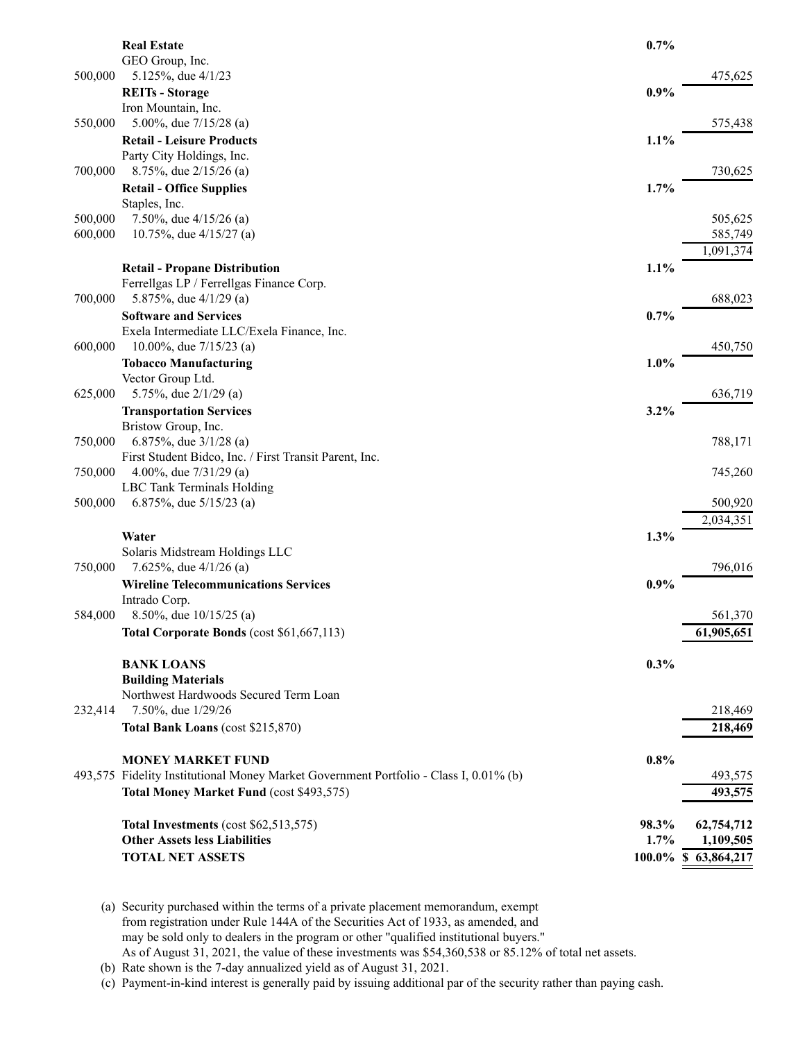| Principal Amount | | % of Net Assets | Value |
|---|---|---|---|
| | **Real Estate** | **0.7%** | |
| | GEO Group, Inc. | | |
| 500,000 | 5.125%, due 4/1/23 | | 475,625 |
| | **REITs - Storage** | **0.9%** | |
| | Iron Mountain, Inc. | | |
| 550,000 | 5.00%, due 7/15/28 (a) | | 575,438 |
| | **Retail - Leisure Products** | **1.1%** | |
| | Party City Holdings, Inc. | | |
| 700,000 | 8.75%, due 2/15/26 (a) | | 730,625 |
| | **Retail - Office Supplies** | **1.7%** | |
| | Staples, Inc. | | |
| 500,000 | 7.50%, due 4/15/26 (a) | | 505,625 |
| 600,000 | 10.75%, due 4/15/27 (a) | | 585,749 |
| | | | 1,091,374 |
| | **Retail - Propane Distribution** | **1.1%** | |
| | Ferrellgas LP / Ferrellgas Finance Corp. | | |
| 700,000 | 5.875%, due 4/1/29 (a) | | 688,023 |
| | **Software and Services** | **0.7%** | |
| | Exela Intermediate LLC/Exela Finance, Inc. | | |
| 600,000 | 10.00%, due 7/15/23 (a) | | 450,750 |
| | **Tobacco Manufacturing** | **1.0%** | |
| | Vector Group Ltd. | | |
| 625,000 | 5.75%, due 2/1/29 (a) | | 636,719 |
| | **Transportation Services** | **3.2%** | |
| | Bristow Group, Inc. | | |
| 750,000 | 6.875%, due 3/1/28 (a) | | 788,171 |
| | First Student Bidco, Inc. / First Transit Parent, Inc. | | |
| 750,000 | 4.00%, due 7/31/29 (a) | | 745,260 |
| | LBC Tank Terminals Holding | | |
| 500,000 | 6.875%, due 5/15/23 (a) | | 500,920 |
| | | | 2,034,351 |
| | **Water** | **1.3%** | |
| | Solaris Midstream Holdings LLC | | |
| 750,000 | 7.625%, due 4/1/26 (a) | | 796,016 |
| | **Wireline Telecommunications Services** | **0.9%** | |
| | Intrado Corp. | | |
| 584,000 | 8.50%, due 10/15/25 (a) | | 561,370 |
| | **Total Corporate Bonds** (cost $61,667,113) | | **61,905,651** |
| | | | |
| | **BANK LOANS** | **0.3%** | |
| | **Building Materials** | | |
| | Northwest Hardwoods Secured Term Loan | | |
| 232,414 | 7.50%, due 1/29/26 | | 218,469 |
| | **Total Bank Loans** (cost $215,870) | | **218,469** |
| | | | |
| | **MONEY MARKET FUND** | **0.8%** | |
| 493,575 | Fidelity Institutional Money Market Government Portfolio - Class I, 0.01% (b) | | 493,575 |
| | **Total Money Market Fund** (cost $493,575) | | **493,575** |
| | | | |
| | **Total Investments** (cost $62,513,575) | **98.3%** | **62,754,712** |
| | **Other Assets less Liabilities** | **1.7%** | **1,109,505** |
| | **TOTAL NET ASSETS** | **100.0%** | **$ 63,864,217** |

(a) Security purchased within the terms of a private placement memorandum, exempt from registration under Rule 144A of the Securities Act of 1933, as amended, and may be sold only to dealers in the program or other "qualified institutional buyers." As of August 31, 2021, the value of these investments was $54,360,538 or 85.12% of total net assets.

(b) Rate shown is the 7-day annualized yield as of August 31, 2021.

(c) Payment-in-kind interest is generally paid by issuing additional par of the security rather than paying cash.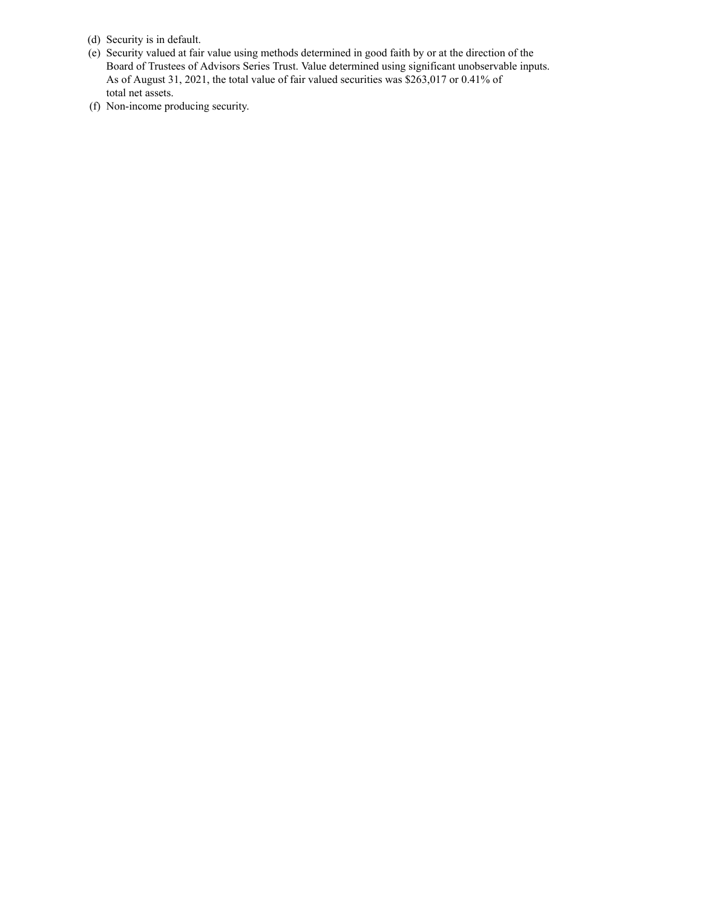(d) Security is in default.
(e) Security valued at fair value using methods determined in good faith by or at the direction of the Board of Trustees of Advisors Series Trust. Value determined using significant unobservable inputs. As of August 31, 2021, the total value of fair valued securities was $263,017 or 0.41% of total net assets.
(f) Non-income producing security.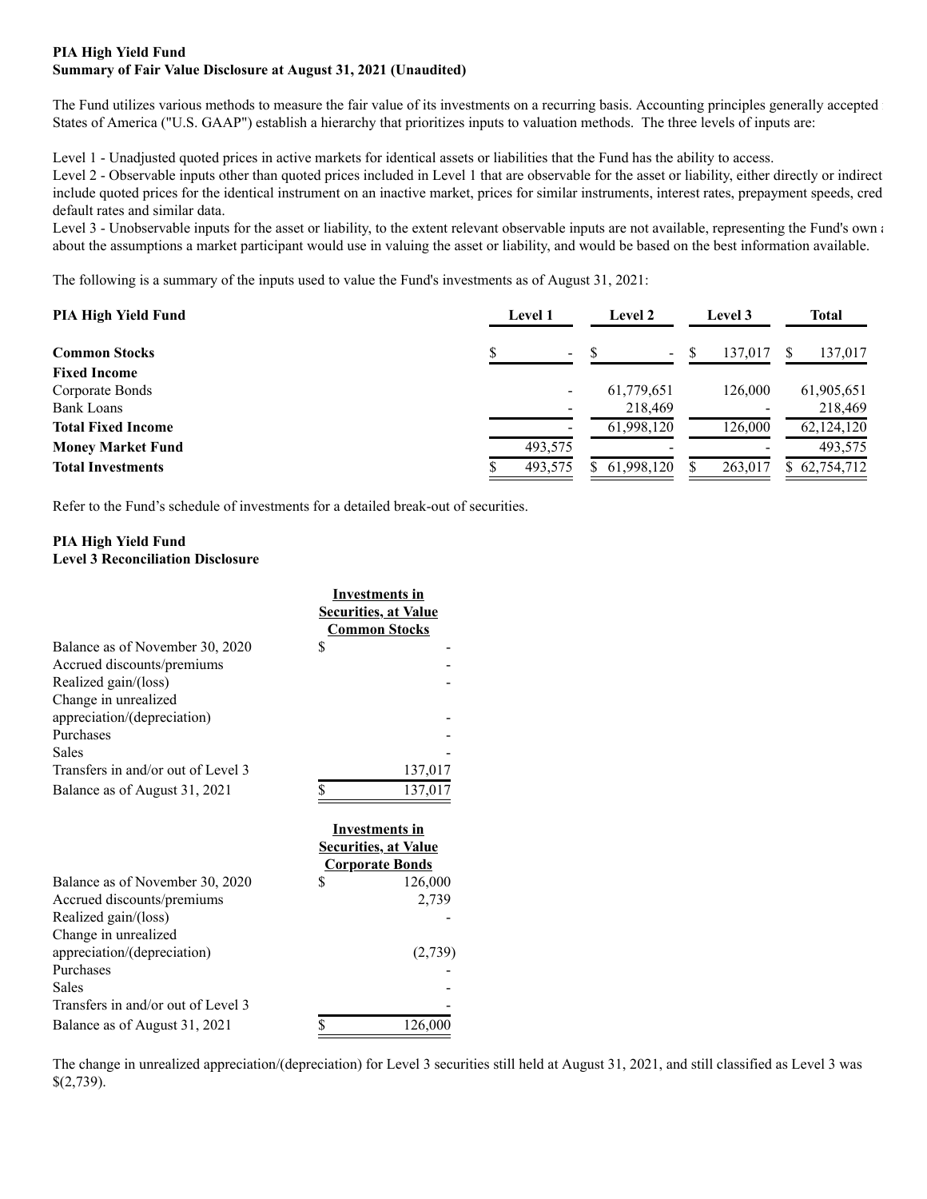**PIA High Yield Fund**
**Summary of Fair Value Disclosure at August 31, 2021 (Unaudited)**

The Fund utilizes various methods to measure the fair value of its investments on a recurring basis. Accounting principles generally accepted States of America ("U.S. GAAP") establish a hierarchy that prioritizes inputs to valuation methods. The three levels of inputs are:

Level 1 - Unadjusted quoted prices in active markets for identical assets or liabilities that the Fund has the ability to access.
Level 2 - Observable inputs other than quoted prices included in Level 1 that are observable for the asset or liability, either directly or indirect include quoted prices for the identical instrument on an inactive market, prices for similar instruments, interest rates, prepayment speeds, cred default rates and similar data.
Level 3 - Unobservable inputs for the asset or liability, to the extent relevant observable inputs are not available, representing the Fund's own about the assumptions a market participant would use in valuing the asset or liability, and would be based on the best information available.

The following is a summary of the inputs used to value the Fund's investments as of August 31, 2021:

| PIA High Yield Fund | Level 1 | Level 2 | Level 3 | Total |
|---|---|---|---|---|
| **Common Stocks** | $ - | $ - | $ 137,017 | $ 137,017 |
| **Fixed Income** | | | | |
| Corporate Bonds | - | 61,779,651 | 126,000 | 61,905,651 |
| Bank Loans | - | 218,469 | - | 218,469 |
| **Total Fixed Income** | - | 61,998,120 | 126,000 | 62,124,120 |
| **Money Market Fund** | 493,575 | - | - | 493,575 |
| **Total Investments** | $ 493,575 | $ 61,998,120 | $ 263,017 | $ 62,754,712 |

Refer to the Fund's schedule of investments for a detailed break-out of securities.

**PIA High Yield Fund**
**Level 3 Reconciliation Disclosure**

| | Investments in Securities, at Value Common Stocks |
|---|---|
| Balance as of November 30, 2020 | $ - |
| Accrued discounts/premiums | - |
| Realized gain/(loss) | - |
| Change in unrealized appreciation/(depreciation) | - |
| Purchases | - |
| Sales | - |
| Transfers in and/or out of Level 3 | 137,017 |
| Balance as of August 31, 2021 | $ 137,017 |

| | Investments in Securities, at Value Corporate Bonds |
|---|---|
| Balance as of November 30, 2020 | $ 126,000 |
| Accrued discounts/premiums | 2,739 |
| Realized gain/(loss) | - |
| Change in unrealized appreciation/(depreciation) | (2,739) |
| Purchases | - |
| Sales | - |
| Transfers in and/or out of Level 3 | - |
| Balance as of August 31, 2021 | $ 126,000 |

The change in unrealized appreciation/(depreciation) for Level 3 securities still held at August 31, 2021, and still classified as Level 3 was $(2,739).